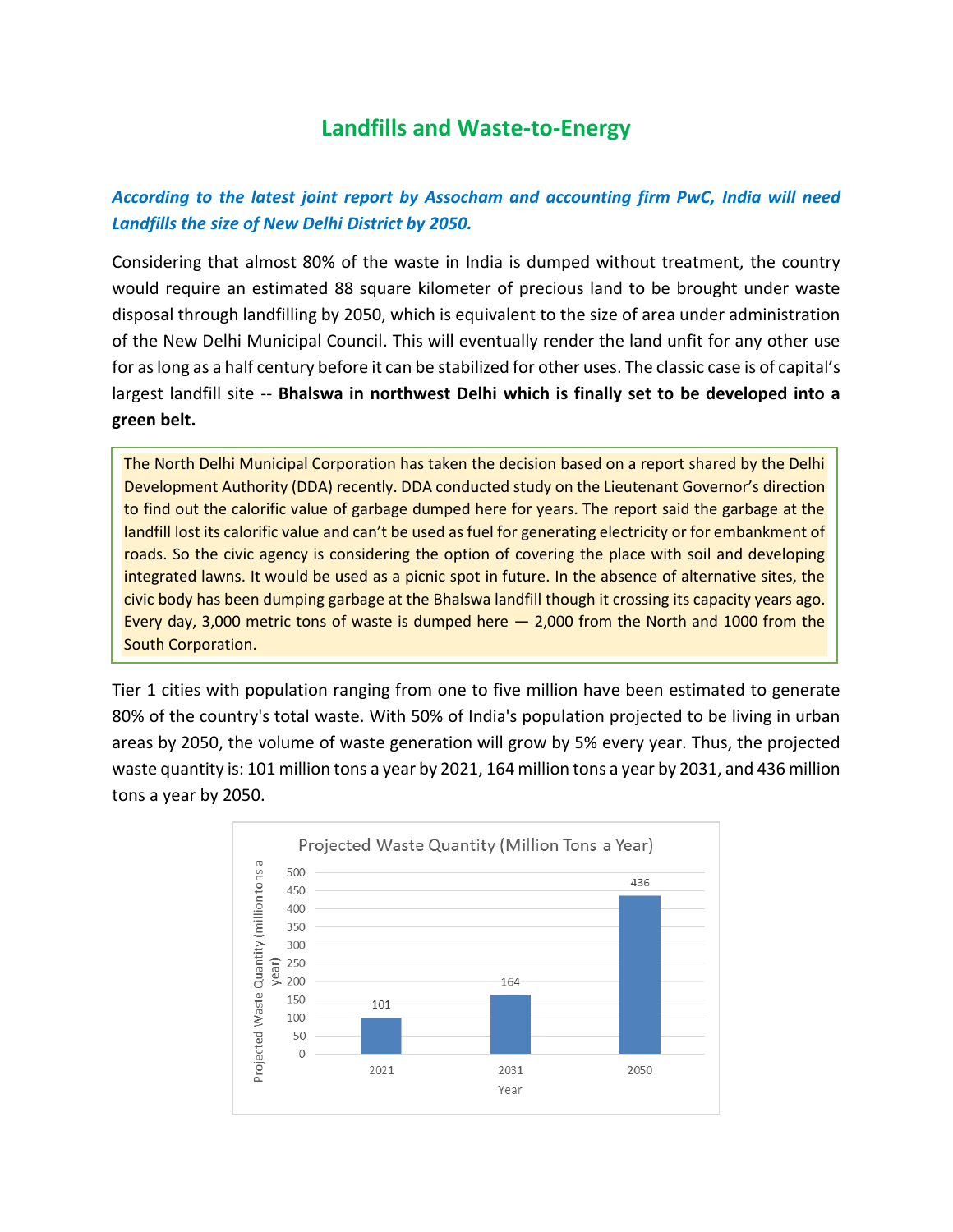# Landfills and Waste-to-Energy

***According to the latest joint report by Assocham and accounting firm PwC, India will need Landfills the size of New Delhi District by 2050.***

Considering that almost 80% of the waste in India is dumped without treatment, the country would require an estimated 88 square kilometer of precious land to be brought under waste disposal through landfilling by 2050, which is equivalent to the size of area under administration of the New Delhi Municipal Council. This will eventually render the land unfit for any other use for as long as a half century before it can be stabilized for other uses. The classic case is of capital's largest landfill site -- **Bhalswa in northwest Delhi which is finally set to be developed into a green belt.**

> The North Delhi Municipal Corporation has taken the decision based on a report shared by the Delhi Development Authority (DDA) recently. DDA conducted study on the Lieutenant Governor's direction to find out the calorific value of garbage dumped here for years. The report said the garbage at the landfill lost its calorific value and can't be used as fuel for generating electricity or for embankment of roads. So the civic agency is considering the option of covering the place with soil and developing integrated lawns. It would be used as a picnic spot in future. In the absence of alternative sites, the civic body has been dumping garbage at the Bhalswa landfill though it crossing its capacity years ago. Every day, 3,000 metric tons of waste is dumped here — 2,000 from the North and 1000 from the South Corporation.

Tier 1 cities with population ranging from one to five million have been estimated to generate 80% of the country's total waste. With 50% of India's population projected to be living in urban areas by 2050, the volume of waste generation will grow by 5% every year. Thus, the projected waste quantity is: 101 million tons a year by 2021, 164 million tons a year by 2031, and 436 million tons a year by 2050.

**Projected Waste Quantity (Million Tons a Year)**

| Year | Projected Waste Quantity (million tons a year) |
|---|---|
| 2021 | 101 |
| 2031 | 164 |
| 2050 | 436 |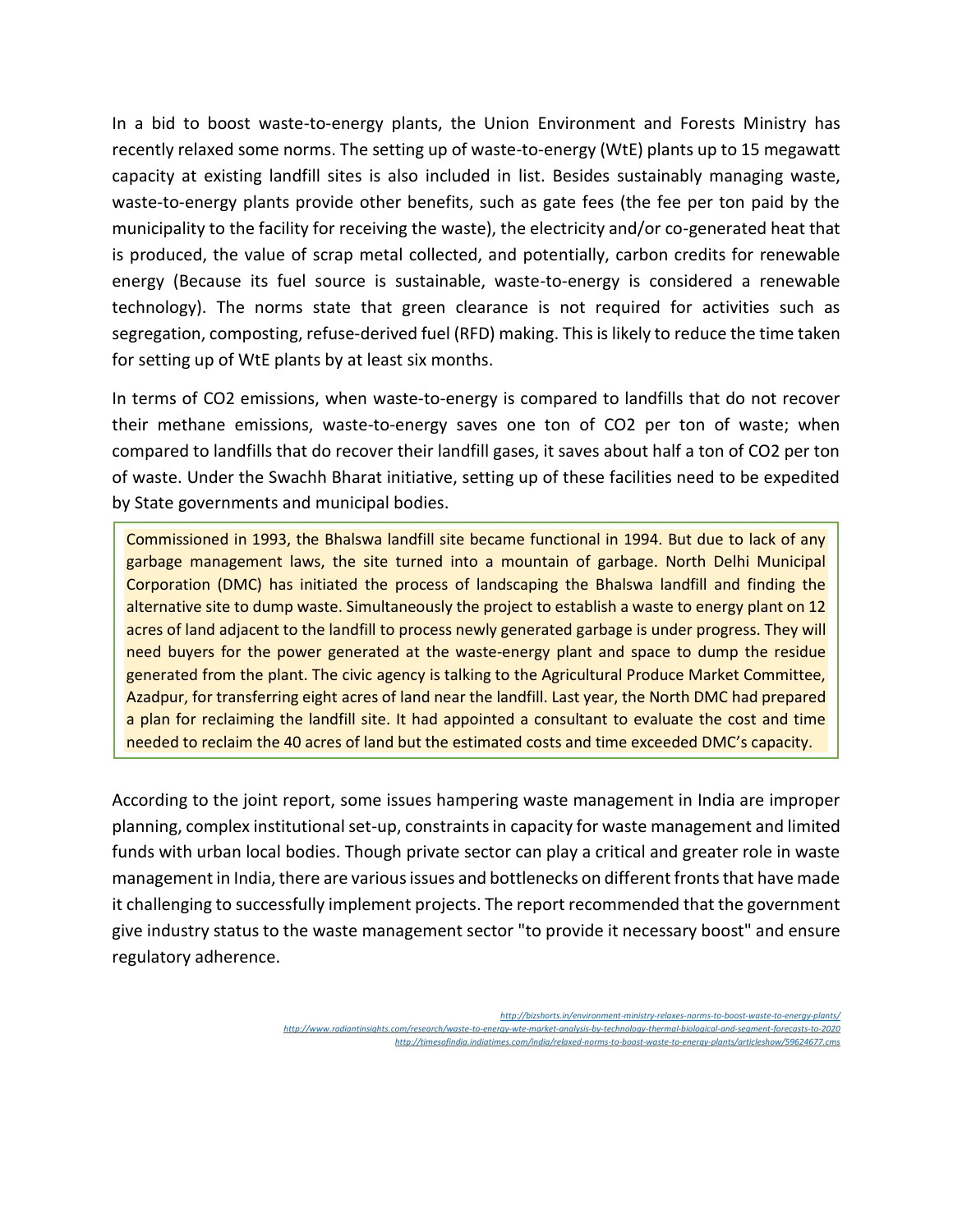In a bid to boost waste-to-energy plants, the Union Environment and Forests Ministry has recently relaxed some norms. The setting up of waste-to-energy (WtE) plants up to 15 megawatt capacity at existing landfill sites is also included in list. Besides sustainably managing waste, waste-to-energy plants provide other benefits, such as gate fees (the fee per ton paid by the municipality to the facility for receiving the waste), the electricity and/or co-generated heat that is produced, the value of scrap metal collected, and potentially, carbon credits for renewable energy (Because its fuel source is sustainable, waste-to-energy is considered a renewable technology). The norms state that green clearance is not required for activities such as segregation, composting, refuse-derived fuel (RFD) making. This is likely to reduce the time taken for setting up of WtE plants by at least six months.

In terms of $CO_2$ emissions, when waste-to-energy is compared to landfills that do not recover their methane emissions, waste-to-energy saves one ton of $CO_2$ per ton of waste; when compared to landfills that do recover their landfill gases, it saves about half a ton of $CO_2$ per ton of waste. Under the Swachh Bharat initiative, setting up of these facilities need to be expedited by State governments and municipal bodies.

> Commissioned in 1993, the Bhalswa landfill site became functional in 1994. But due to lack of any garbage management laws, the site turned into a mountain of garbage. North Delhi Municipal Corporation (DMC) has initiated the process of landscaping the Bhalswa landfill and finding the alternative site to dump waste. Simultaneously the project to establish a waste to energy plant on 12 acres of land adjacent to the landfill to process newly generated garbage is under progress. They will need buyers for the power generated at the waste-energy plant and space to dump the residue generated from the plant. The civic agency is talking to the Agricultural Produce Market Committee, Azadpur, for transferring eight acres of land near the landfill. Last year, the North DMC had prepared a plan for reclaiming the landfill site. It had appointed a consultant to evaluate the cost and time needed to reclaim the 40 acres of land but the estimated costs and time exceeded DMC's capacity.

According to the joint report, some issues hampering waste management in India are improper planning, complex institutional set-up, constraints in capacity for waste management and limited funds with urban local bodies. Though private sector can play a critical and greater role in waste management in India, there are various issues and bottlenecks on different fronts that have made it challenging to successfully implement projects. The report recommended that the government give industry status to the waste management sector "to provide it necessary boost" and ensure regulatory adherence.

http://bizshorts.in/environment-ministry-relaxes-norms-to-boost-waste-to-energy-plants/
http://www.radiantinsights.com/research/waste-to-energy-wte-market-analysis-by-technology-thermal-biological-and-segment-forecasts-to-2020
http://timesofindia.indiatimes.com/india/relaxed-norms-to-boost-waste-to-energy-plants/articleshow/59624677.cms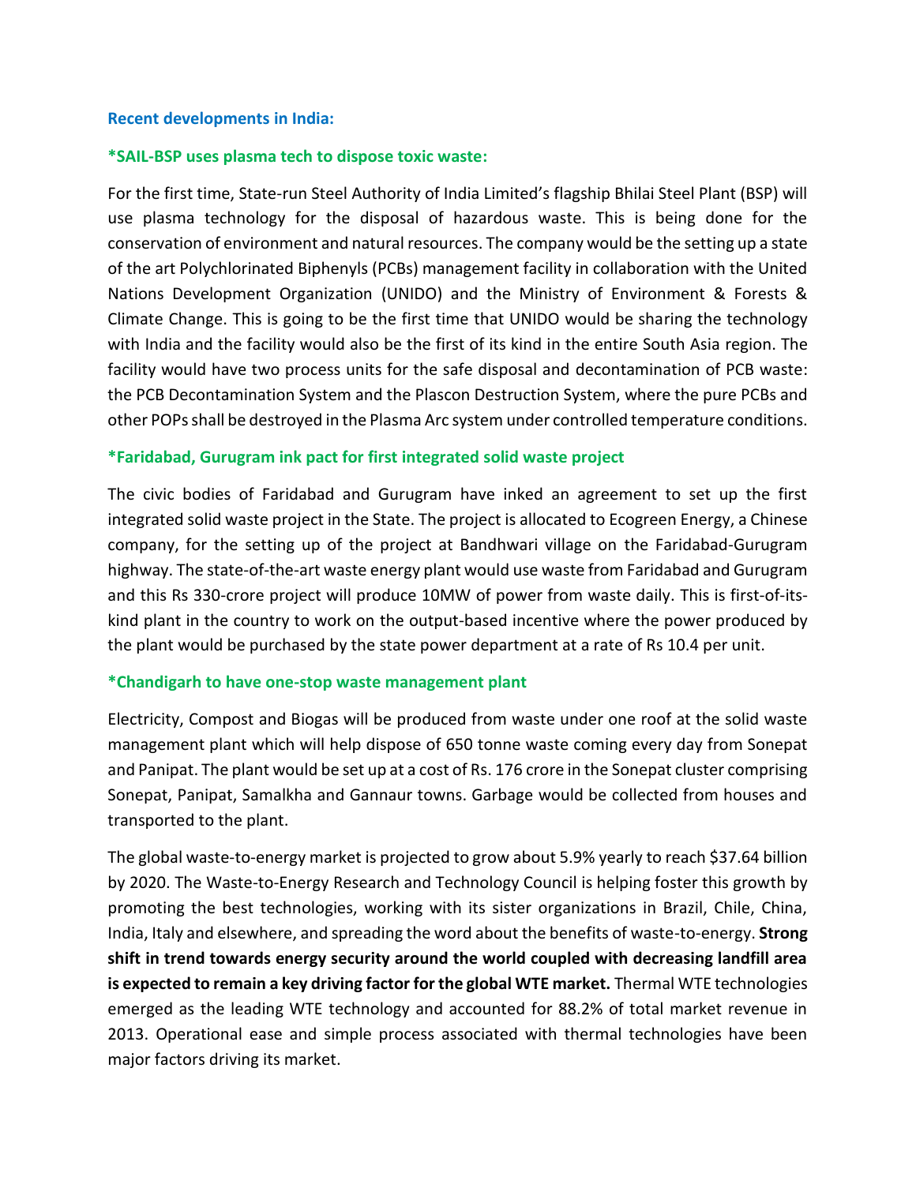### Recent developments in India:

#### *SAIL-BSP uses plasma tech to dispose toxic waste:

For the first time, State-run Steel Authority of India Limited's flagship Bhilai Steel Plant (BSP) will use plasma technology for the disposal of hazardous waste. This is being done for the conservation of environment and natural resources. The company would be the setting up a state of the art Polychlorinated Biphenyls (PCBs) management facility in collaboration with the United Nations Development Organization (UNIDO) and the Ministry of Environment & Forests & Climate Change. This is going to be the first time that UNIDO would be sharing the technology with India and the facility would also be the first of its kind in the entire South Asia region. The facility would have two process units for the safe disposal and decontamination of PCB waste: the PCB Decontamination System and the Plascon Destruction System, where the pure PCBs and other POPs shall be destroyed in the Plasma Arc system under controlled temperature conditions.

#### *Faridabad, Gurugram ink pact for first integrated solid waste project

The civic bodies of Faridabad and Gurugram have inked an agreement to set up the first integrated solid waste project in the State. The project is allocated to Ecogreen Energy, a Chinese company, for the setting up of the project at Bandhwari village on the Faridabad-Gurugram highway. The state-of-the-art waste energy plant would use waste from Faridabad and Gurugram and this Rs 330-crore project will produce 10MW of power from waste daily. This is first-of-its-kind plant in the country to work on the output-based incentive where the power produced by the plant would be purchased by the state power department at a rate of Rs 10.4 per unit.

#### *Chandigarh to have one-stop waste management plant

Electricity, Compost and Biogas will be produced from waste under one roof at the solid waste management plant which will help dispose of 650 tonne waste coming every day from Sonepat and Panipat. The plant would be set up at a cost of Rs. 176 crore in the Sonepat cluster comprising Sonepat, Panipat, Samalkha and Gannaur towns. Garbage would be collected from houses and transported to the plant.

The global waste-to-energy market is projected to grow about 5.9% yearly to reach $37.64 billion by 2020. The Waste-to-Energy Research and Technology Council is helping foster this growth by promoting the best technologies, working with its sister organizations in Brazil, Chile, China, India, Italy and elsewhere, and spreading the word about the benefits of waste-to-energy. **Strong shift in trend towards energy security around the world coupled with decreasing landfill area is expected to remain a key driving factor for the global WTE market.** Thermal WTE technologies emerged as the leading WTE technology and accounted for 88.2% of total market revenue in 2013. Operational ease and simple process associated with thermal technologies have been major factors driving its market.